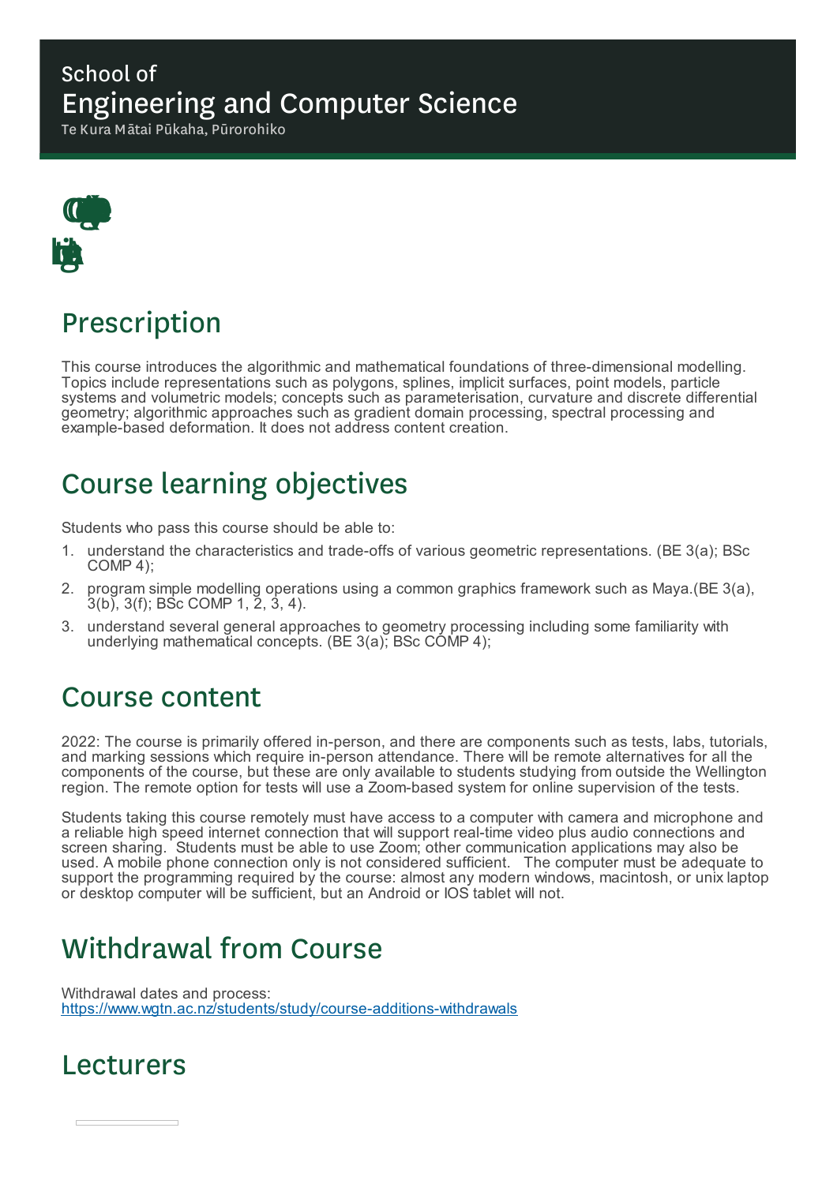School of
# Engineering and Computer Science
Te Kura Mātai Pūkaha, Pūrorohiko

## Prescription

This course introduces the algorithmic and mathematical foundations of three-dimensional modelling. Topics include representations such as polygons, splines, implicit surfaces, point models, particle systems and volumetric models; concepts such as parameterisation, curvature and discrete differential geometry; algorithmic approaches such as gradient domain processing, spectral processing and example-based deformation. It does not address content creation.

## Course learning objectives

Students who pass this course should be able to:

1. understand the characteristics and trade-offs of various geometric representations. (BE 3(a); BSc COMP 4);
2. program simple modelling operations using a common graphics framework such as Maya.(BE 3(a), 3(b), 3(f); BSc COMP 1, 2, 3, 4).
3. understand several general approaches to geometry processing including some familiarity with underlying mathematical concepts. (BE 3(a); BSc COMP 4);

## Course content

2022: The course is primarily offered in-person, and there are components such as tests, labs, tutorials, and marking sessions which require in-person attendance. There will be remote alternatives for all the components of the course, but these are only available to students studying from outside the Wellington region. The remote option for tests will use a Zoom-based system for online supervision of the tests.

Students taking this course remotely must have access to a computer with camera and microphone and a reliable high speed internet connection that will support real-time video plus audio connections and screen sharing. Students must be able to use Zoom; other communication applications may also be used. A mobile phone connection only is not considered sufficient. The computer must be adequate to support the programming required by the course: almost any modern windows, macintosh, or unix laptop or desktop computer will be sufficient, but an Android or IOS tablet will not.

## Withdrawal from Course

Withdrawal dates and process:
https://www.wgtn.ac.nz/students/study/course-additions-withdrawals

## Lecturers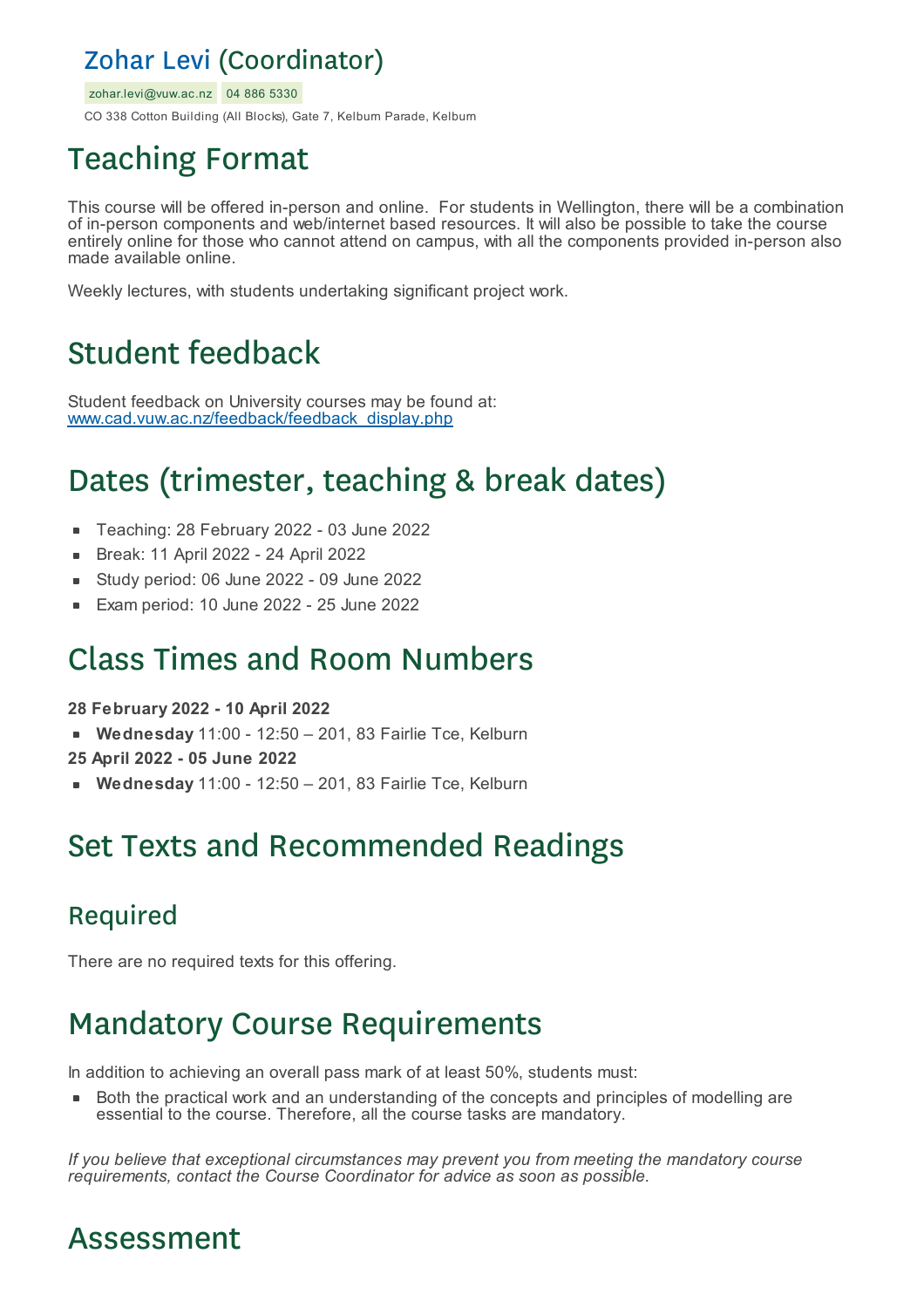## Zohar Levi (Coordinator)

zohar.levi@vuw.ac.nz 04 886 5330

CO 338 Cotton Building (All Blocks), Gate 7, Kelburn Parade, Kelburn

# Teaching Format

This course will be offered in-person and online. For students in Wellington, there will be a combination of in-person components and web/internet based resources. It will also be possible to take the course entirely online for those who cannot attend on campus, with all the components provided in-person also made available online.

Weekly lectures, with students undertaking significant project work.

# Student feedback

Student feedback on University courses may be found at:
www.cad.vuw.ac.nz/feedback/feedback_display.php

# Dates (trimester, teaching & break dates)

- Teaching: 28 February 2022 - 03 June 2022
- Break: 11 April 2022 - 24 April 2022
- Study period: 06 June 2022 - 09 June 2022
- Exam period: 10 June 2022 - 25 June 2022

# Class Times and Room Numbers

**28 February 2022 - 10 April 2022**

- **Wednesday** 11:00 - 12:50 – 201, 83 Fairlie Tce, Kelburn

**25 April 2022 - 05 June 2022**

- **Wednesday** 11:00 - 12:50 – 201, 83 Fairlie Tce, Kelburn

# Set Texts and Recommended Readings

## Required

There are no required texts for this offering.

# Mandatory Course Requirements

In addition to achieving an overall pass mark of at least 50%, students must:

- Both the practical work and an understanding of the concepts and principles of modelling are essential to the course. Therefore, all the course tasks are mandatory.

*If you believe that exceptional circumstances may prevent you from meeting the mandatory course requirements, contact the Course Coordinator for advice as soon as possible.*

# Assessment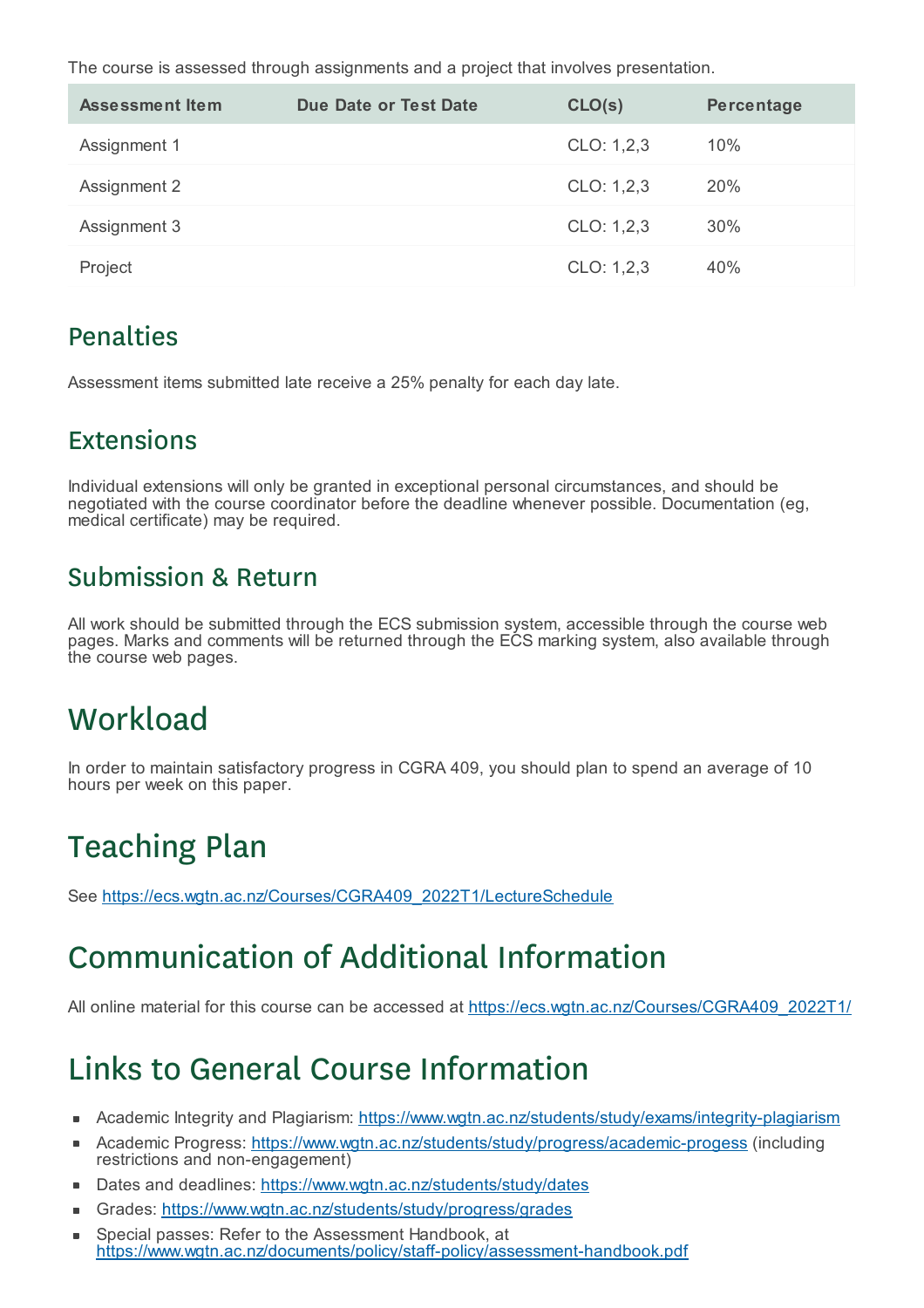The course is assessed through assignments and a project that involves presentation.

| Assessment Item | Due Date or Test Date | CLO(s) | Percentage |
|---|---|---|---|
| Assignment 1 | | CLO: 1,2,3 | 10% |
| Assignment 2 | | CLO: 1,2,3 | 20% |
| Assignment 3 | | CLO: 1,2,3 | 30% |
| Project | | CLO: 1,2,3 | 40% |

## Penalties

Assessment items submitted late receive a 25% penalty for each day late.

## Extensions

Individual extensions will only be granted in exceptional personal circumstances, and should be negotiated with the course coordinator before the deadline whenever possible. Documentation (eg, medical certificate) may be required.

## Submission & Return

All work should be submitted through the ECS submission system, accessible through the course web pages. Marks and comments will be returned through the ECS marking system, also available through the course web pages.

# Workload

In order to maintain satisfactory progress in CGRA 409, you should plan to spend an average of 10 hours per week on this paper.

# Teaching Plan

See https://ecs.wgtn.ac.nz/Courses/CGRA409_2022T1/LectureSchedule

# Communication of Additional Information

All online material for this course can be accessed at https://ecs.wgtn.ac.nz/Courses/CGRA409_2022T1/

# Links to General Course Information

- Academic Integrity and Plagiarism: https://www.wgtn.ac.nz/students/study/exams/integrity-plagiarism
- Academic Progress: https://www.wgtn.ac.nz/students/study/progress/academic-progess (including restrictions and non-engagement)
- Dates and deadlines: https://www.wgtn.ac.nz/students/study/dates
- Grades: https://www.wgtn.ac.nz/students/study/progress/grades
- Special passes: Refer to the Assessment Handbook, at https://www.wgtn.ac.nz/documents/policy/staff-policy/assessment-handbook.pdf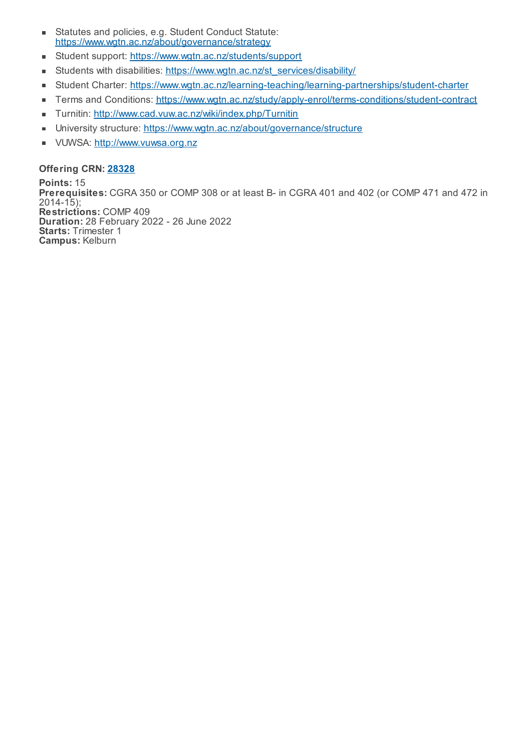- Statutes and policies, e.g. Student Conduct Statute: [https://www.wgtn.ac.nz/about/governance/strategy](https://www.wgtn.ac.nz/about/governance/strategy)
- Student support: [https://www.wgtn.ac.nz/students/support](https://www.wgtn.ac.nz/students/support)
- Students with disabilities: [https://www.wgtn.ac.nz/st_services/disability/](https://www.wgtn.ac.nz/st_services/disability/)
- Student Charter: [https://www.wgtn.ac.nz/learning-teaching/learning-partnerships/student-charter](https://www.wgtn.ac.nz/learning-teaching/learning-partnerships/student-charter)
- Terms and Conditions: [https://www.wgtn.ac.nz/study/apply-enrol/terms-conditions/student-contract](https://www.wgtn.ac.nz/study/apply-enrol/terms-conditions/student-contract)
- Turnitin: [http://www.cad.vuw.ac.nz/wiki/index.php/Turnitin](http://www.cad.vuw.ac.nz/wiki/index.php/Turnitin)
- University structure: [https://www.wgtn.ac.nz/about/governance/structure](https://www.wgtn.ac.nz/about/governance/structure)
- VUWSA: [http://www.vuwsa.org.nz](http://www.vuwsa.org.nz)

**Offering CRN: 28328**

**Points:** 15
**Prerequisites:** CGRA 350 or COMP 308 or at least B- in CGRA 401 and 402 (or COMP 471 and 472 in 2014-15);
**Restrictions:** COMP 409
**Duration:** 28 February 2022 - 26 June 2022
**Starts:** Trimester 1
**Campus:** Kelburn